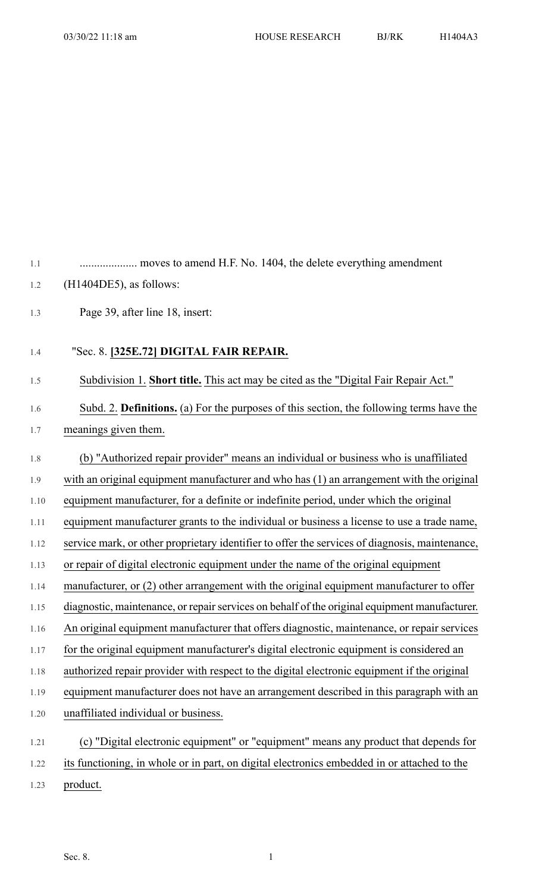.................... moves to amend H.F. No. 1404, the delete everything amendment (H1404DE5), as follows:

Page 39, after line 18, insert:

"Sec. 8. **[325E.72] DIGITAL FAIR REPAIR.**

Subdivision 1. **Short title.** This act may be cited as the "Digital Fair Repair Act."

Subd. 2. **Definitions.** (a) For the purposes of this section, the following terms have the meanings given them.

(b) "Authorized repair provider" means an individual or business who is unaffiliated with an original equipment manufacturer and who has (1) an arrangement with the original equipment manufacturer, for a definite or indefinite period, under which the original equipment manufacturer grants to the individual or business a license to use a trade name, service mark, or other proprietary identifier to offer the services of diagnosis, maintenance, or repair of digital electronic equipment under the name of the original equipment manufacturer, or (2) other arrangement with the original equipment manufacturer to offer diagnostic, maintenance, or repair services on behalf of the original equipment manufacturer. An original equipment manufacturer that offers diagnostic, maintenance, or repair services for the original equipment manufacturer's digital electronic equipment is considered an authorized repair provider with respect to the digital electronic equipment if the original equipment manufacturer does not have an arrangement described in this paragraph with an unaffiliated individual or business.

(c) "Digital electronic equipment" or "equipment" means any product that depends for its functioning, in whole or in part, on digital electronics embedded in or attached to the product.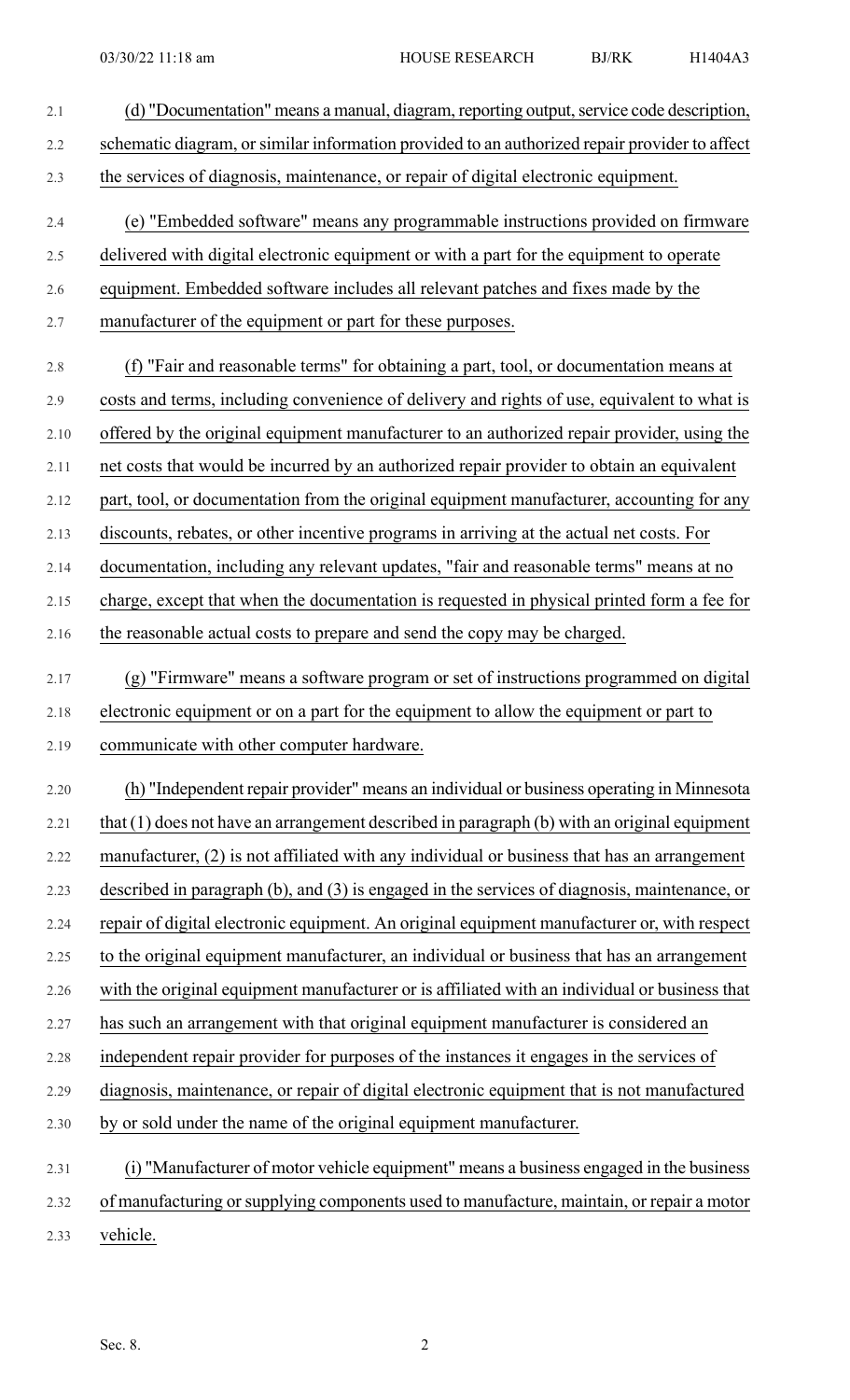(d) "Documentation" means a manual, diagram, reporting output, service code description, schematic diagram, or similar information provided to an authorized repair provider to affect the services of diagnosis, maintenance, or repair of digital electronic equipment.

(e) "Embedded software" means any programmable instructions provided on firmware delivered with digital electronic equipment or with a part for the equipment to operate equipment. Embedded software includes all relevant patches and fixes made by the manufacturer of the equipment or part for these purposes.

(f) "Fair and reasonable terms" for obtaining a part, tool, or documentation means at costs and terms, including convenience of delivery and rights of use, equivalent to what is offered by the original equipment manufacturer to an authorized repair provider, using the net costs that would be incurred by an authorized repair provider to obtain an equivalent part, tool, or documentation from the original equipment manufacturer, accounting for any discounts, rebates, or other incentive programs in arriving at the actual net costs. For documentation, including any relevant updates, "fair and reasonable terms" means at no charge, except that when the documentation is requested in physical printed form a fee for the reasonable actual costs to prepare and send the copy may be charged.

(g) "Firmware" means a software program or set of instructions programmed on digital electronic equipment or on a part for the equipment to allow the equipment or part to communicate with other computer hardware.

(h) "Independent repair provider" means an individual or business operating in Minnesota that (1) does not have an arrangement described in paragraph (b) with an original equipment manufacturer, (2) is not affiliated with any individual or business that has an arrangement described in paragraph (b), and (3) is engaged in the services of diagnosis, maintenance, or repair of digital electronic equipment. An original equipment manufacturer or, with respect to the original equipment manufacturer, an individual or business that has an arrangement with the original equipment manufacturer or is affiliated with an individual or business that has such an arrangement with that original equipment manufacturer is considered an independent repair provider for purposes of the instances it engages in the services of diagnosis, maintenance, or repair of digital electronic equipment that is not manufactured by or sold under the name of the original equipment manufacturer.

(i) "Manufacturer of motor vehicle equipment" means a business engaged in the business of manufacturing or supplying components used to manufacture, maintain, or repair a motor vehicle.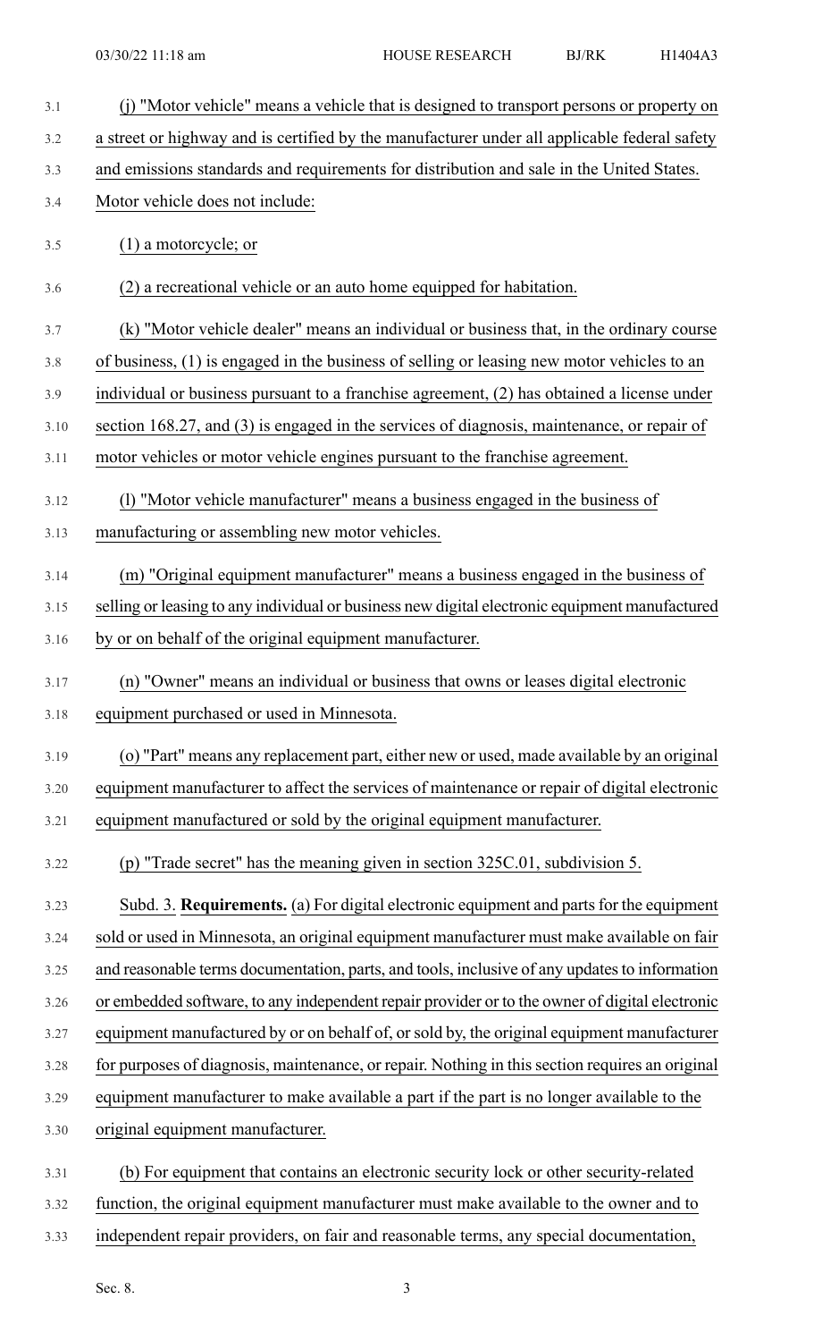(j) "Motor vehicle" means a vehicle that is designed to transport persons or property on a street or highway and is certified by the manufacturer under all applicable federal safety and emissions standards and requirements for distribution and sale in the United States. Motor vehicle does not include:

(1) a motorcycle; or

(2) a recreational vehicle or an auto home equipped for habitation.

(k) "Motor vehicle dealer" means an individual or business that, in the ordinary course of business, (1) is engaged in the business of selling or leasing new motor vehicles to an individual or business pursuant to a franchise agreement, (2) has obtained a license under section 168.27, and (3) is engaged in the services of diagnosis, maintenance, or repair of motor vehicles or motor vehicle engines pursuant to the franchise agreement.

(l) "Motor vehicle manufacturer" means a business engaged in the business of manufacturing or assembling new motor vehicles.

(m) "Original equipment manufacturer" means a business engaged in the business of selling or leasing to any individual or business new digital electronic equipment manufactured by or on behalf of the original equipment manufacturer.

(n) "Owner" means an individual or business that owns or leases digital electronic equipment purchased or used in Minnesota.

(o) "Part" means any replacement part, either new or used, made available by an original equipment manufacturer to affect the services of maintenance or repair of digital electronic equipment manufactured or sold by the original equipment manufacturer.

(p) "Trade secret" has the meaning given in section 325C.01, subdivision 5.

Subd. 3. **Requirements.** (a) For digital electronic equipment and parts for the equipment sold or used in Minnesota, an original equipment manufacturer must make available on fair and reasonable terms documentation, parts, and tools, inclusive of any updates to information or embedded software, to any independent repair provider or to the owner of digital electronic equipment manufactured by or on behalf of, or sold by, the original equipment manufacturer for purposes of diagnosis, maintenance, or repair. Nothing in this section requires an original equipment manufacturer to make available a part if the part is no longer available to the original equipment manufacturer.

(b) For equipment that contains an electronic security lock or other security-related function, the original equipment manufacturer must make available to the owner and to independent repair providers, on fair and reasonable terms, any special documentation,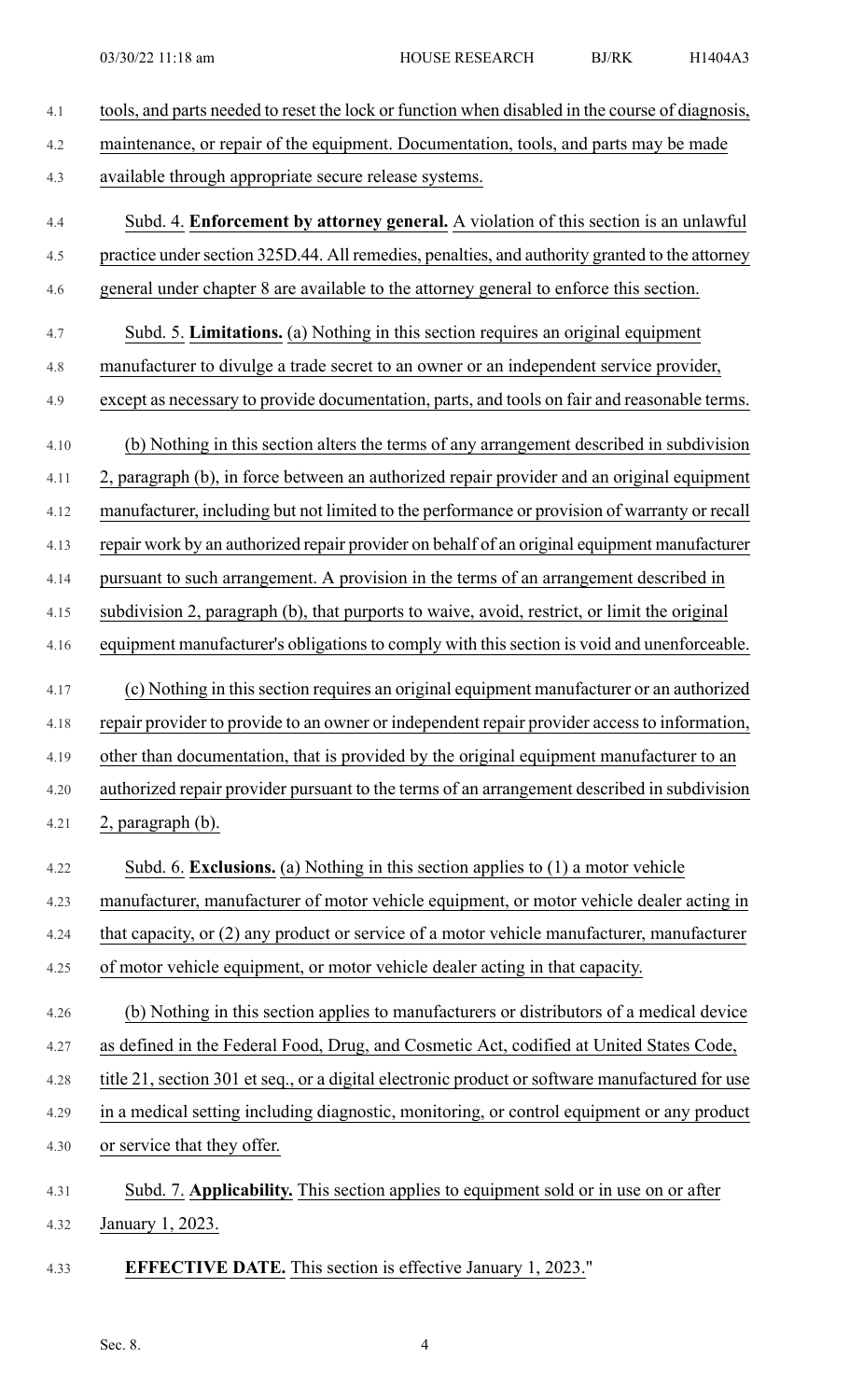tools, and parts needed to reset the lock or function when disabled in the course of diagnosis, maintenance, or repair of the equipment. Documentation, tools, and parts may be made available through appropriate secure release systems.

Subd. 4. **Enforcement by attorney general.** A violation of this section is an unlawful practice under section 325D.44. All remedies, penalties, and authority granted to the attorney general under chapter 8 are available to the attorney general to enforce this section.

Subd. 5. **Limitations.** (a) Nothing in this section requires an original equipment manufacturer to divulge a trade secret to an owner or an independent service provider, except as necessary to provide documentation, parts, and tools on fair and reasonable terms.

(b) Nothing in this section alters the terms of any arrangement described in subdivision 2, paragraph (b), in force between an authorized repair provider and an original equipment manufacturer, including but not limited to the performance or provision of warranty or recall repair work by an authorized repair provider on behalf of an original equipment manufacturer pursuant to such arrangement. A provision in the terms of an arrangement described in subdivision 2, paragraph (b), that purports to waive, avoid, restrict, or limit the original equipment manufacturer's obligations to comply with this section is void and unenforceable.

(c) Nothing in this section requires an original equipment manufacturer or an authorized repair provider to provide to an owner or independent repair provider access to information, other than documentation, that is provided by the original equipment manufacturer to an authorized repair provider pursuant to the terms of an arrangement described in subdivision 2, paragraph (b).

Subd. 6. **Exclusions.** (a) Nothing in this section applies to (1) a motor vehicle manufacturer, manufacturer of motor vehicle equipment, or motor vehicle dealer acting in that capacity, or (2) any product or service of a motor vehicle manufacturer, manufacturer of motor vehicle equipment, or motor vehicle dealer acting in that capacity.

(b) Nothing in this section applies to manufacturers or distributors of a medical device as defined in the Federal Food, Drug, and Cosmetic Act, codified at United States Code, title 21, section 301 et seq., or a digital electronic product or software manufactured for use in a medical setting including diagnostic, monitoring, or control equipment or any product or service that they offer.

Subd. 7. **Applicability.** This section applies to equipment sold or in use on or after January 1, 2023.

**EFFECTIVE DATE.** This section is effective January 1, 2023."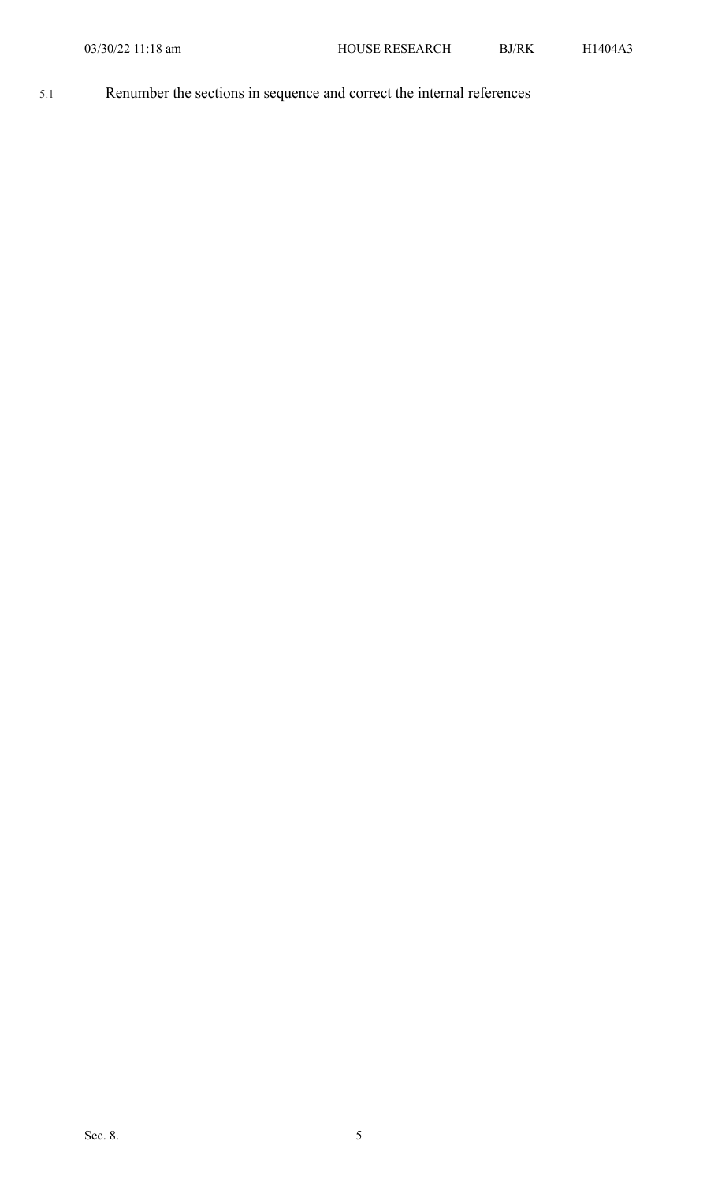Renumber the sections in sequence and correct the internal references